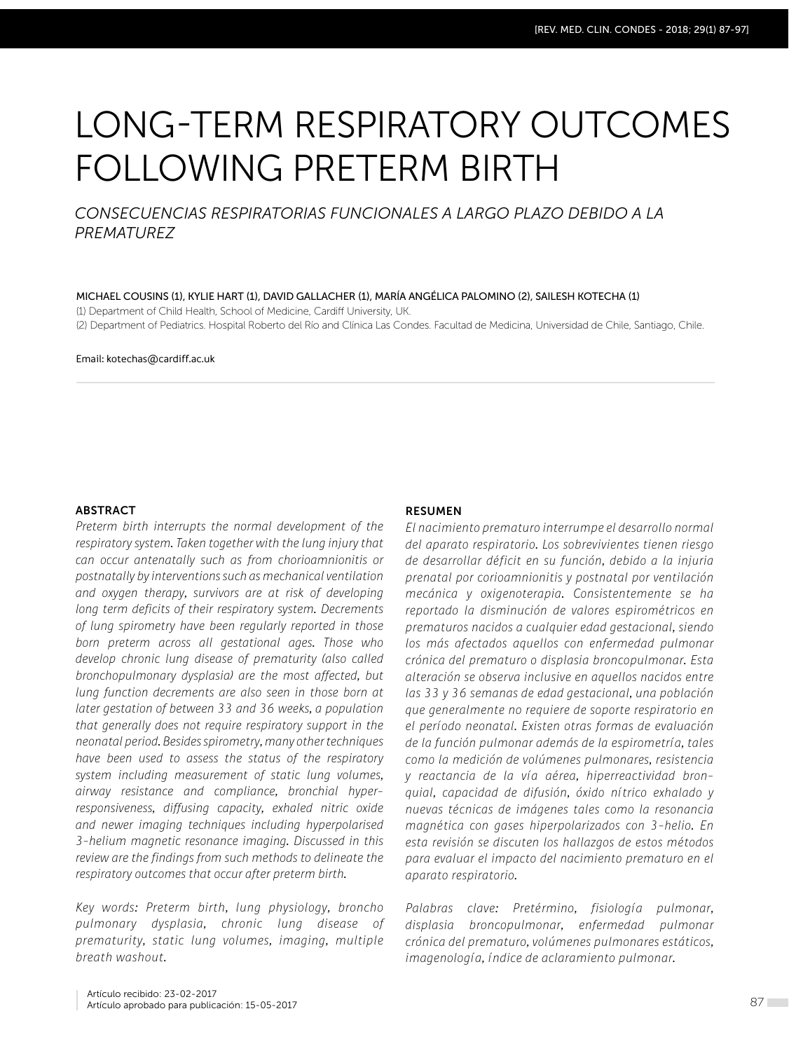# LONG-TERM RESPIRATORY OUTCOMES FOLLOWING PRETERM BIRTH

*CONSECUENCIAS RESPIRATORIAS FUNCIONALES A LARGO PLAZO DEBIDO A LA PREMATUREZ*

MICHAEL COUSINS (1), KYLIE HART (1), DAVID GALLACHER (1), MARÍA ANGÉLICA PALOMINO (2), SAILESH KOTECHA (1)

(1) Department of Child Health, School of Medicine, Cardiff University, UK.
(2) Department of Pediatrics. Hospital Roberto del Río and Clínica Las Condes. Facultad de Medicina, Universidad de Chile, Santiago, Chile.

Email: kotechas@cardiff.ac.uk

## ABSTRACT

*Preterm birth interrupts the normal development of the respiratory system. Taken together with the lung injury that can occur antenatally such as from chorioamnionitis or postnatally by interventions such as mechanical ventilation and oxygen therapy, survivors are at risk of developing long term deficits of their respiratory system. Decrements of lung spirometry have been regularly reported in those born preterm across all gestational ages. Those who develop chronic lung disease of prematurity (also called bronchopulmonary dysplasia) are the most affected, but lung function decrements are also seen in those born at later gestation of between 33 and 36 weeks, a population that generally does not require respiratory support in the neonatal period. Besides spirometry, many other techniques have been used to assess the status of the respiratory system including measurement of static lung volumes, airway resistance and compliance, bronchial hyper-responsiveness, diffusing capacity, exhaled nitric oxide and newer imaging techniques including hyperpolarised 3-helium magnetic resonance imaging. Discussed in this review are the findings from such methods to delineate the respiratory outcomes that occur after preterm birth.*

*Key words: Preterm birth, lung physiology, broncho pulmonary dysplasia, chronic lung disease of prematurity, static lung volumes, imaging, multiple breath washout.*

## RESUMEN

*El nacimiento prematuro interrumpe el desarrollo normal del aparato respiratorio. Los sobrevivientes tienen riesgo de desarrollar déficit en su función, debido a la injuria prenatal por corioamnionitis y postnatal por ventilación mecánica y oxigenoterapia. Consistentemente se ha reportado la disminución de valores espirométricos en prematuros nacidos a cualquier edad gestacional, siendo los más afectados aquellos con enfermedad pulmonar crónica del prematuro o displasia broncopulmonar. Esta alteración se observa inclusive en aquellos nacidos entre las 33 y 36 semanas de edad gestacional, una población que generalmente no requiere de soporte respiratorio en el período neonatal. Existen otras formas de evaluación de la función pulmonar además de la espirometría, tales como la medición de volúmenes pulmonares, resistencia y reactancia de la vía aérea, hiperreactividad bronquial, capacidad de difusión, óxido nítrico exhalado y nuevas técnicas de imágenes tales como la resonancia magnética con gases hiperpolarizados con 3-helio. En esta revisión se discuten los hallazgos de estos métodos para evaluar el impacto del nacimiento prematuro en el aparato respiratorio.*

*Palabras clave: Pretérmino, fisiología pulmonar, displasia broncopulmonar, enfermedad pulmonar crónica del prematuro, volúmenes pulmonares estáticos, imagenología, índice de aclaramiento pulmonar.*

Artículo recibido: 23-02-2017
Artículo aprobado para publicación: 15-05-2017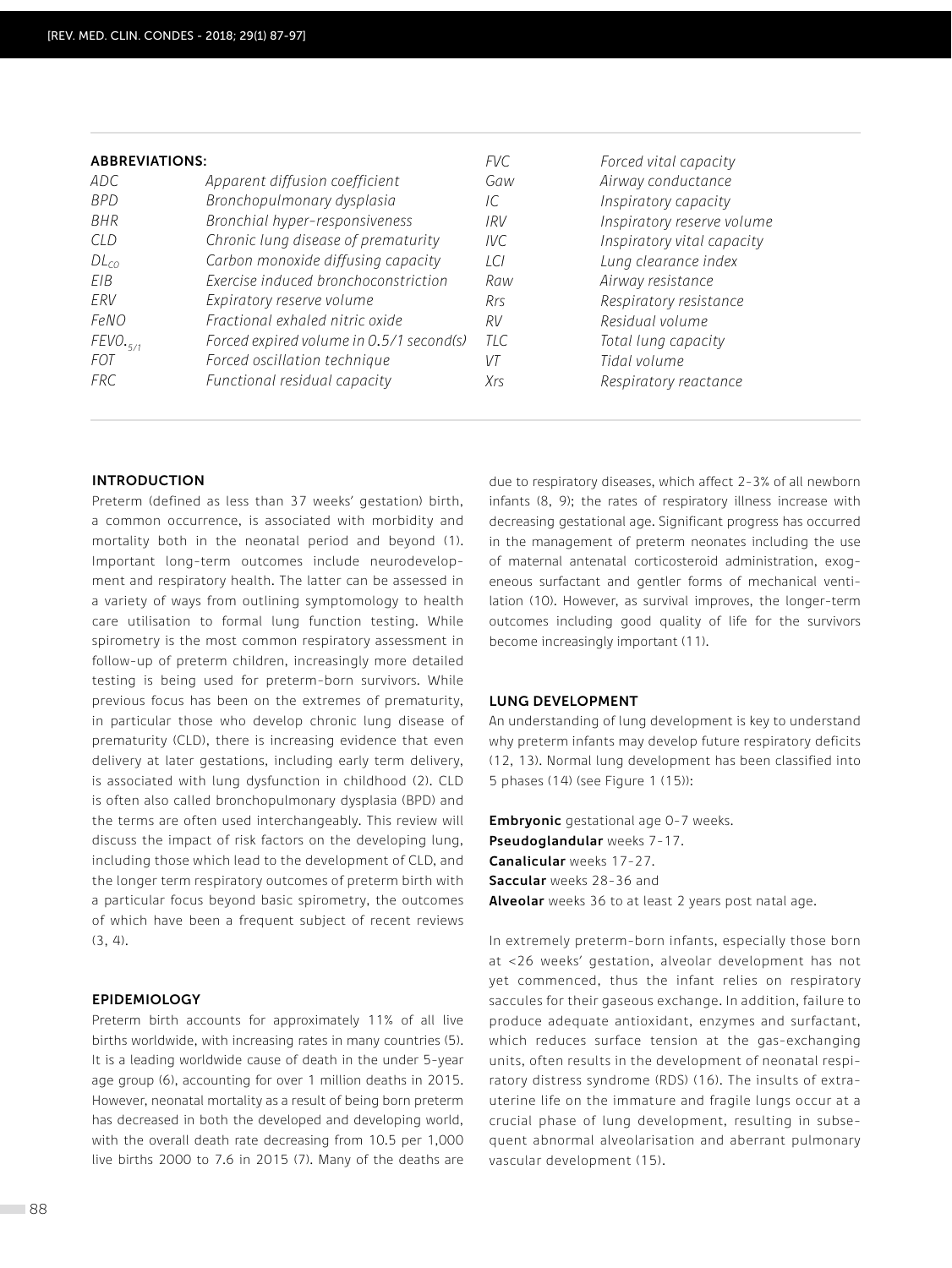**ABBREVIATIONS:**

| | | | |
|---|---|---|---|
| *ADC* | *Apparent diffusion coefficient* | *FVC* | *Forced vital capacity* |
| *BPD* | *Bronchopulmonary dysplasia* | *Gaw* | *Airway conductance* |
| *BHR* | *Bronchial hyper-responsiveness* | *IC* | *Inspiratory capacity* |
| *CLD* | *Chronic lung disease of prematurity* | *IRV* | *Inspiratory reserve volume* |
| $DL_{CO}$ | *Carbon monoxide diffusing capacity* | *IVC* | *Inspiratory vital capacity* |
| *EIB* | *Exercise induced bronchoconstriction* | *LCI* | *Lung clearance index* |
| *ERV* | *Expiratory reserve volume* | *Raw* | *Airway resistance* |
| *FeNO* | *Fractional exhaled nitric oxide* | *Rrs* | *Respiratory resistance* |
| $FEV0._{5/1}$ | *Forced expired volume in 0.5/1 second(s)* | *RV* | *Residual volume* |
| *FOT* | *Forced oscillation technique* | *TLC* | *Total lung capacity* |
| *FRC* | *Functional residual capacity* | *VT* | *Tidal volume* |
| | | *Xrs* | *Respiratory reactance* |

## INTRODUCTION

Preterm (defined as less than 37 weeks' gestation) birth, a common occurrence, is associated with morbidity and mortality both in the neonatal period and beyond (1). Important long-term outcomes include neurodevelopment and respiratory health. The latter can be assessed in a variety of ways from outlining symptomology to health care utilisation to formal lung function testing. While spirometry is the most common respiratory assessment in follow-up of preterm children, increasingly more detailed testing is being used for preterm-born survivors. While previous focus has been on the extremes of prematurity, in particular those who develop chronic lung disease of prematurity (CLD), there is increasing evidence that even delivery at later gestations, including early term delivery, is associated with lung dysfunction in childhood (2). CLD is often also called bronchopulmonary dysplasia (BPD) and the terms are often used interchangeably. This review will discuss the impact of risk factors on the developing lung, including those which lead to the development of CLD, and the longer term respiratory outcomes of preterm birth with a particular focus beyond basic spirometry, the outcomes of which have been a frequent subject of recent reviews (3, 4).

## EPIDEMIOLOGY

Preterm birth accounts for approximately 11% of all live births worldwide, with increasing rates in many countries (5). It is a leading worldwide cause of death in the under 5-year age group (6), accounting for over 1 million deaths in 2015. However, neonatal mortality as a result of being born preterm has decreased in both the developed and developing world, with the overall death rate decreasing from 10.5 per 1,000 live births 2000 to 7.6 in 2015 (7). Many of the deaths are due to respiratory diseases, which affect 2-3% of all newborn infants (8, 9); the rates of respiratory illness increase with decreasing gestational age. Significant progress has occurred in the management of preterm neonates including the use of maternal antenatal corticosteroid administration, exogeneous surfactant and gentler forms of mechanical ventilation (10). However, as survival improves, the longer-term outcomes including good quality of life for the survivors become increasingly important (11).

## LUNG DEVELOPMENT

An understanding of lung development is key to understand why preterm infants may develop future respiratory deficits (12, 13). Normal lung development has been classified into 5 phases (14) (see Figure 1 (15)):

**Embryonic** gestational age 0-7 weeks.
**Pseudoglandular** weeks 7-17.
**Canalicular** weeks 17-27.
**Saccular** weeks 28-36 and
**Alveolar** weeks 36 to at least 2 years post natal age.

In extremely preterm-born infants, especially those born at <26 weeks' gestation, alveolar development has not yet commenced, thus the infant relies on respiratory saccules for their gaseous exchange. In addition, failure to produce adequate antioxidant, enzymes and surfactant, which reduces surface tension at the gas-exchanging units, often results in the development of neonatal respiratory distress syndrome (RDS) (16). The insults of extra-uterine life on the immature and fragile lungs occur at a crucial phase of lung development, resulting in subsequent abnormal alveolarisation and aberrant pulmonary vascular development (15).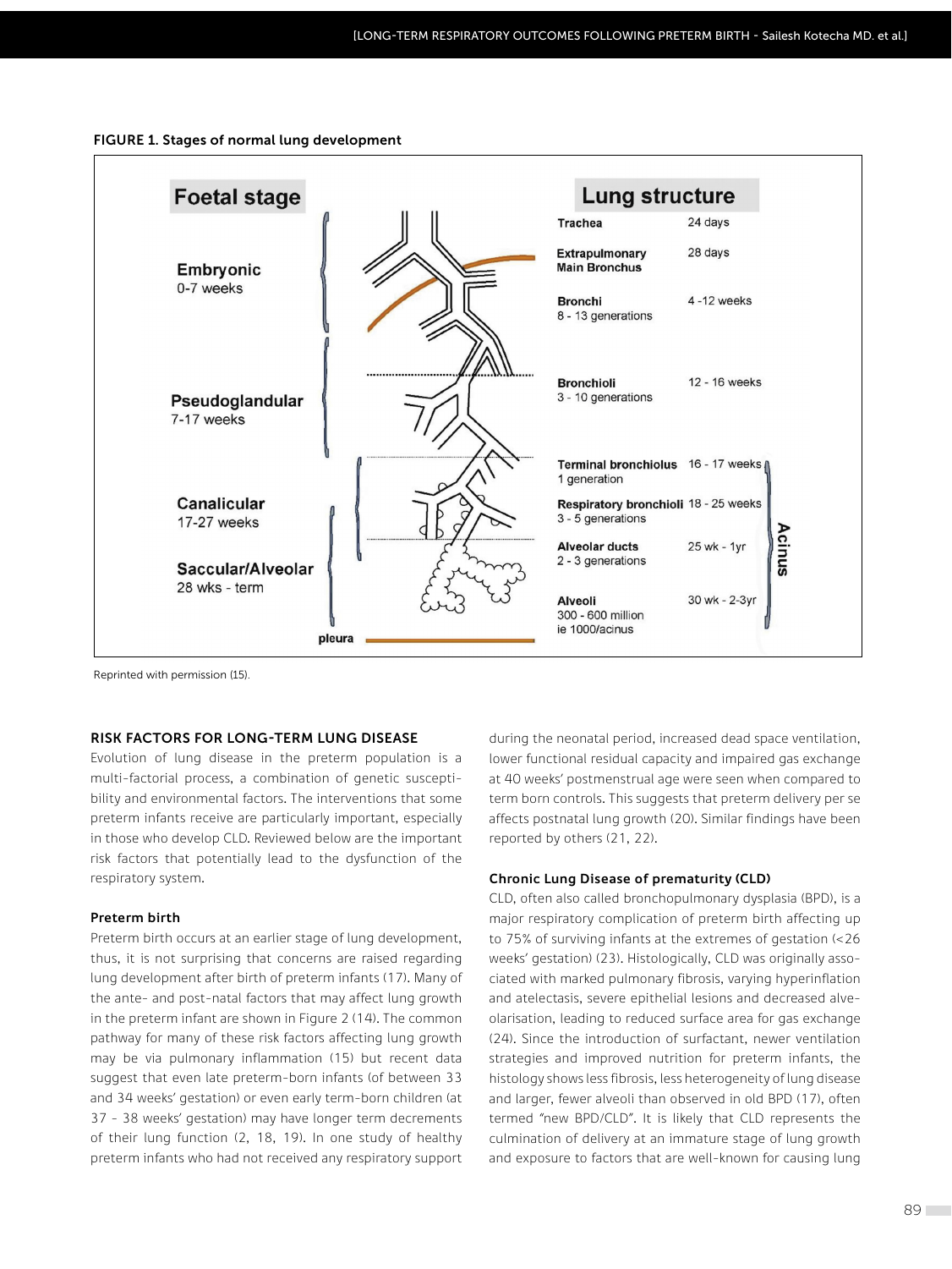**FIGURE 1. Stages of normal lung development**

| Foetal stage | Lung structure | |
|---|---|---|
| Embryonic 0-7 weeks | Trachea | 24 days |
| | Extrapulmonary Main Bronchus | 28 days |
| | Bronchi 8 - 13 generations | 4 -12 weeks |
| Pseudoglandular 7-17 weeks | Bronchioli 3 - 10 generations | 12 - 16 weeks |
| Canalicular 17-27 weeks | Terminal bronchiolus 1 generation | 16 - 17 weeks |
| | Respiratory bronchioli 3 - 5 generations | 18 - 25 weeks |
| Saccular/Alveolar 28 wks - term | Alveolar ducts 2 - 3 generations | 25 wk - 1yr |
| | Alveoli 300 - 600 million ie 1000/acinus | 30 wk - 2-3yr |

Acinus: Terminal bronchiolus to Alveoli. pleura

Reprinted with permission (15).

## RISK FACTORS FOR LONG-TERM LUNG DISEASE

Evolution of lung disease in the preterm population is a multi-factorial process, a combination of genetic susceptibility and environmental factors. The interventions that some preterm infants receive are particularly important, especially in those who develop CLD. Reviewed below are the important risk factors that potentially lead to the dysfunction of the respiratory system.

### Preterm birth

Preterm birth occurs at an earlier stage of lung development, thus, it is not surprising that concerns are raised regarding lung development after birth of preterm infants (17). Many of the ante- and post-natal factors that may affect lung growth in the preterm infant are shown in Figure 2 (14). The common pathway for many of these risk factors affecting lung growth may be via pulmonary inflammation (15) but recent data suggest that even late preterm-born infants (of between 33 and 34 weeks' gestation) or even early term-born children (at 37 - 38 weeks' gestation) may have longer term decrements of their lung function (2, 18, 19). In one study of healthy preterm infants who had not received any respiratory support during the neonatal period, increased dead space ventilation, lower functional residual capacity and impaired gas exchange at 40 weeks' postmenstrual age were seen when compared to term born controls. This suggests that preterm delivery per se affects postnatal lung growth (20). Similar findings have been reported by others (21, 22).

### Chronic Lung Disease of prematurity (CLD)

CLD, often also called bronchopulmonary dysplasia (BPD), is a major respiratory complication of preterm birth affecting up to 75% of surviving infants at the extremes of gestation (<26 weeks' gestation) (23). Histologically, CLD was originally associated with marked pulmonary fibrosis, varying hyperinflation and atelectasis, severe epithelial lesions and decreased alveolarisation, leading to reduced surface area for gas exchange (24). Since the introduction of surfactant, newer ventilation strategies and improved nutrition for preterm infants, the histology shows less fibrosis, less heterogeneity of lung disease and larger, fewer alveoli than observed in old BPD (17), often termed "new BPD/CLD". It is likely that CLD represents the culmination of delivery at an immature stage of lung growth and exposure to factors that are well-known for causing lung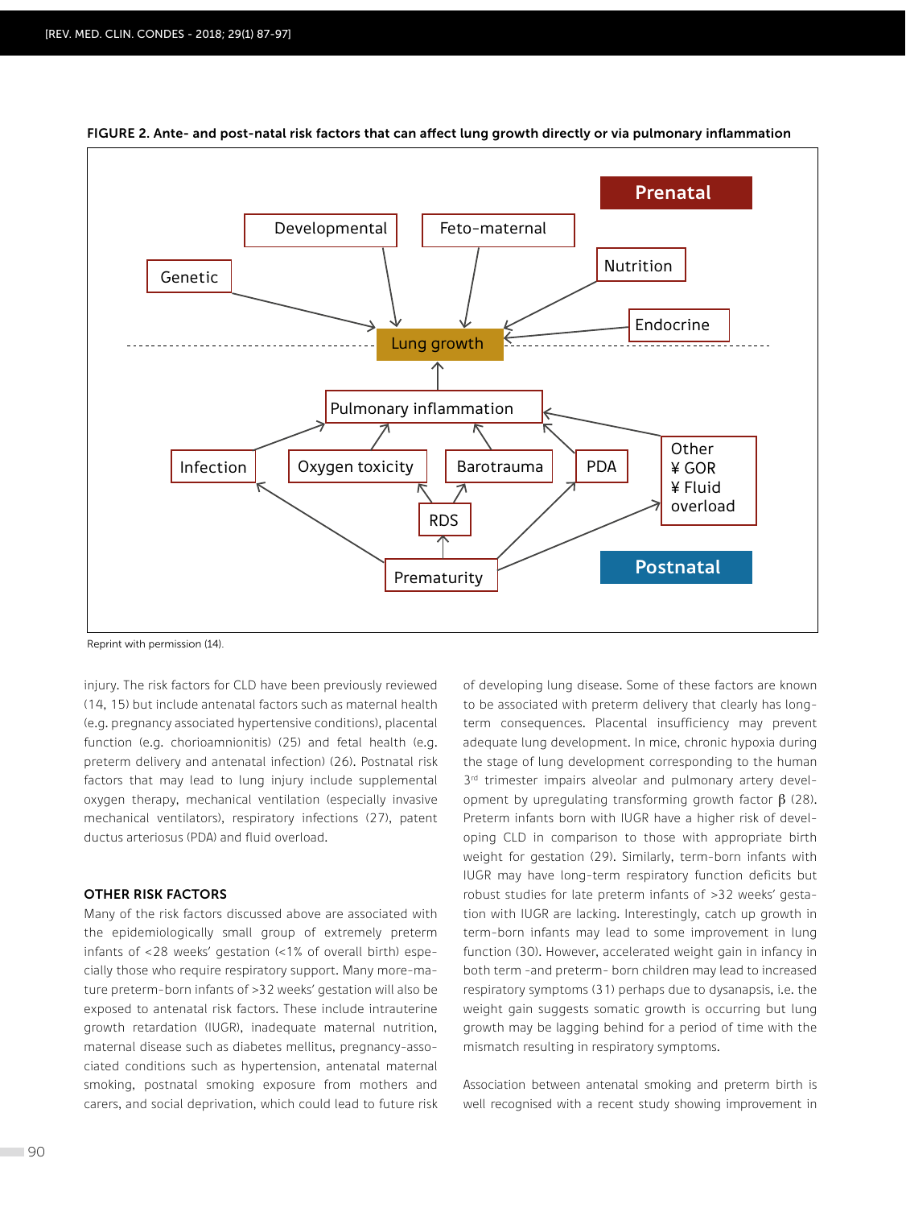**FIGURE 2. Ante- and post-natal risk factors that can affect lung growth directly or via pulmonary inflammation**

Reprint with permission (14).

injury. The risk factors for CLD have been previously reviewed (14, 15) but include antenatal factors such as maternal health (e.g. pregnancy associated hypertensive conditions), placental function (e.g. chorioamnionitis) (25) and fetal health (e.g. preterm delivery and antenatal infection) (26). Postnatal risk factors that may lead to lung injury include supplemental oxygen therapy, mechanical ventilation (especially invasive mechanical ventilators), respiratory infections (27), patent ductus arteriosus (PDA) and fluid overload.

## OTHER RISK FACTORS

Many of the risk factors discussed above are associated with the epidemiologically small group of extremely preterm infants of <28 weeks' gestation (<1% of overall birth) especially those who require respiratory support. Many more-mature preterm-born infants of >32 weeks' gestation will also be exposed to antenatal risk factors. These include intrauterine growth retardation (IUGR), inadequate maternal nutrition, maternal disease such as diabetes mellitus, pregnancy-associated conditions such as hypertension, antenatal maternal smoking, postnatal smoking exposure from mothers and carers, and social deprivation, which could lead to future risk of developing lung disease. Some of these factors are known to be associated with preterm delivery that clearly has long-term consequences. Placental insufficiency may prevent adequate lung development. In mice, chronic hypoxia during the stage of lung development corresponding to the human 3rd trimester impairs alveolar and pulmonary artery development by upregulating transforming growth factor $\beta$ (28). Preterm infants born with IUGR have a higher risk of developing CLD in comparison to those with appropriate birth weight for gestation (29). Similarly, term-born infants with IUGR may have long-term respiratory function deficits but robust studies for late preterm infants of >32 weeks' gestation with IUGR are lacking. Interestingly, catch up growth in term-born infants may lead to some improvement in lung function (30). However, accelerated weight gain in infancy in both term -and preterm- born children may lead to increased respiratory symptoms (31) perhaps due to dysanapsis, i.e. the weight gain suggests somatic growth is occurring but lung growth may be lagging behind for a period of time with the mismatch resulting in respiratory symptoms.

Association between antenatal smoking and preterm birth is well recognised with a recent study showing improvement in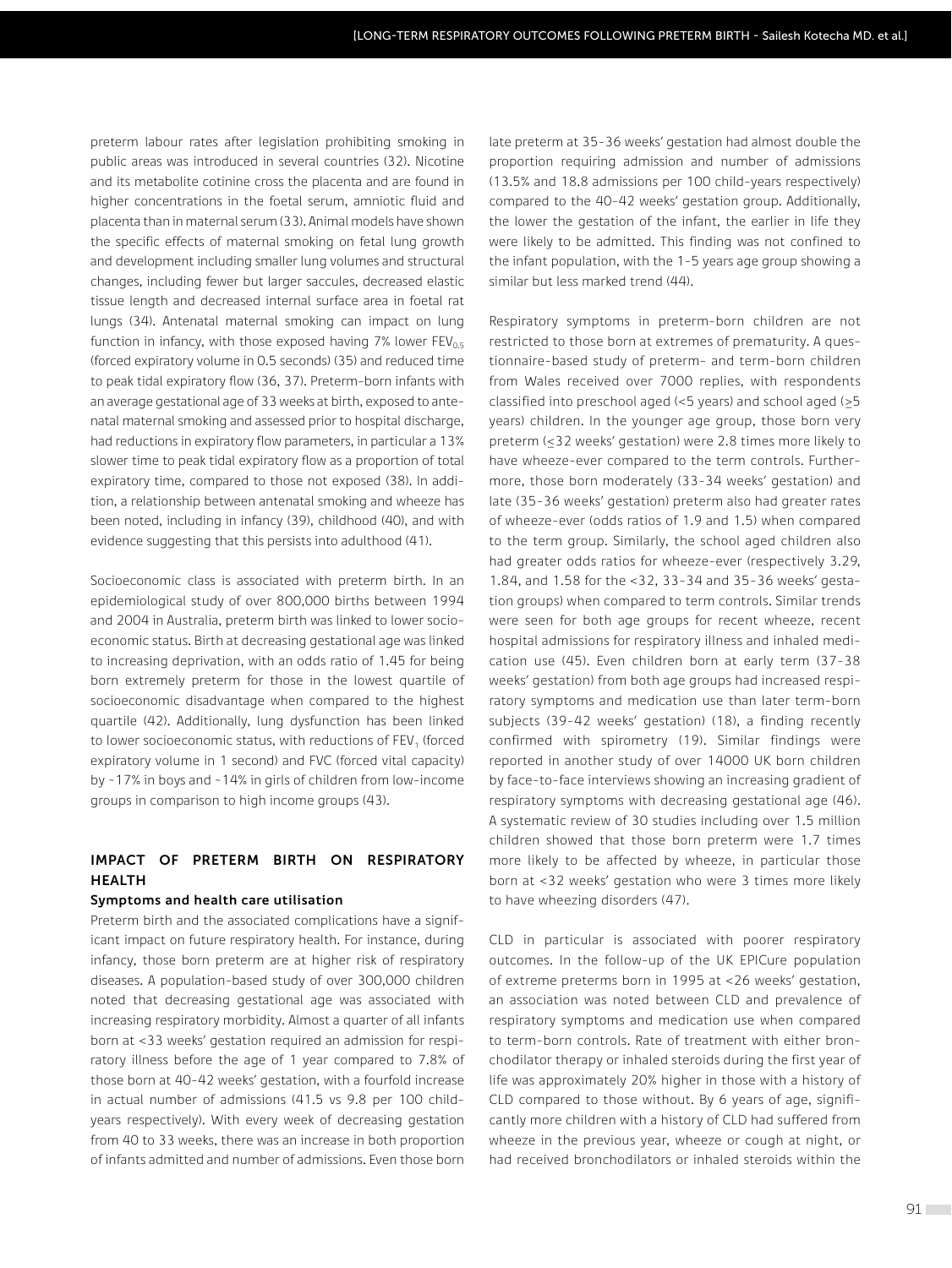preterm labour rates after legislation prohibiting smoking in public areas was introduced in several countries (32). Nicotine and its metabolite cotinine cross the placenta and are found in higher concentrations in the foetal serum, amniotic fluid and placenta than in maternal serum (33). Animal models have shown the specific effects of maternal smoking on fetal lung growth and development including smaller lung volumes and structural changes, including fewer but larger saccules, decreased elastic tissue length and decreased internal surface area in foetal rat lungs (34). Antenatal maternal smoking can impact on lung function in infancy, with those exposed having 7% lower $FEV_{0.5}$ (forced expiratory volume in 0.5 seconds) (35) and reduced time to peak tidal expiratory flow (36, 37). Preterm-born infants with an average gestational age of 33 weeks at birth, exposed to antenatal maternal smoking and assessed prior to hospital discharge, had reductions in expiratory flow parameters, in particular a 13% slower time to peak tidal expiratory flow as a proportion of total expiratory time, compared to those not exposed (38). In addition, a relationship between antenatal smoking and wheeze has been noted, including in infancy (39), childhood (40), and with evidence suggesting that this persists into adulthood (41).

Socioeconomic class is associated with preterm birth. In an epidemiological study of over 800,000 births between 1994 and 2004 in Australia, preterm birth was linked to lower socioeconomic status. Birth at decreasing gestational age was linked to increasing deprivation, with an odds ratio of 1.45 for being born extremely preterm for those in the lowest quartile of socioeconomic disadvantage when compared to the highest quartile (42). Additionally, lung dysfunction has been linked to lower socioeconomic status, with reductions of $FEV_1$ (forced expiratory volume in 1 second) and FVC (forced vital capacity) by ~17% in boys and ~14% in girls of children from low-income groups in comparison to high income groups (43).

## IMPACT OF PRETERM BIRTH ON RESPIRATORY HEALTH

### Symptoms and health care utilisation

Preterm birth and the associated complications have a significant impact on future respiratory health. For instance, during infancy, those born preterm are at higher risk of respiratory diseases. A population-based study of over 300,000 children noted that decreasing gestational age was associated with increasing respiratory morbidity. Almost a quarter of all infants born at <33 weeks' gestation required an admission for respiratory illness before the age of 1 year compared to 7.8% of those born at 40-42 weeks' gestation, with a fourfold increase in actual number of admissions (41.5 vs 9.8 per 100 child-years respectively). With every week of decreasing gestation from 40 to 33 weeks, there was an increase in both proportion of infants admitted and number of admissions. Even those born late preterm at 35-36 weeks' gestation had almost double the proportion requiring admission and number of admissions (13.5% and 18.8 admissions per 100 child-years respectively) compared to the 40-42 weeks' gestation group. Additionally, the lower the gestation of the infant, the earlier in life they were likely to be admitted. This finding was not confined to the infant population, with the 1-5 years age group showing a similar but less marked trend (44).

Respiratory symptoms in preterm-born children are not restricted to those born at extremes of prematurity. A questionnaire-based study of preterm- and term-born children from Wales received over 7000 replies, with respondents classified into preschool aged (<5 years) and school aged (≥5 years) children. In the younger age group, those born very preterm (≤32 weeks' gestation) were 2.8 times more likely to have wheeze-ever compared to the term controls. Furthermore, those born moderately (33-34 weeks' gestation) and late (35-36 weeks' gestation) preterm also had greater rates of wheeze-ever (odds ratios of 1.9 and 1.5) when compared to the term group. Similarly, the school aged children also had greater odds ratios for wheeze-ever (respectively 3.29, 1.84, and 1.58 for the <32, 33-34 and 35-36 weeks' gestation groups) when compared to term controls. Similar trends were seen for both age groups for recent wheeze, recent hospital admissions for respiratory illness and inhaled medication use (45). Even children born at early term (37-38 weeks' gestation) from both age groups had increased respiratory symptoms and medication use than later term-born subjects (39-42 weeks' gestation) (18), a finding recently confirmed with spirometry (19). Similar findings were reported in another study of over 14000 UK born children by face-to-face interviews showing an increasing gradient of respiratory symptoms with decreasing gestational age (46). A systematic review of 30 studies including over 1.5 million children showed that those born preterm were 1.7 times more likely to be affected by wheeze, in particular those born at <32 weeks' gestation who were 3 times more likely to have wheezing disorders (47).

CLD in particular is associated with poorer respiratory outcomes. In the follow-up of the UK EPICure population of extreme preterms born in 1995 at <26 weeks' gestation, an association was noted between CLD and prevalence of respiratory symptoms and medication use when compared to term-born controls. Rate of treatment with either bronchodilator therapy or inhaled steroids during the first year of life was approximately 20% higher in those with a history of CLD compared to those without. By 6 years of age, significantly more children with a history of CLD had suffered from wheeze in the previous year, wheeze or cough at night, or had received bronchodilators or inhaled steroids within the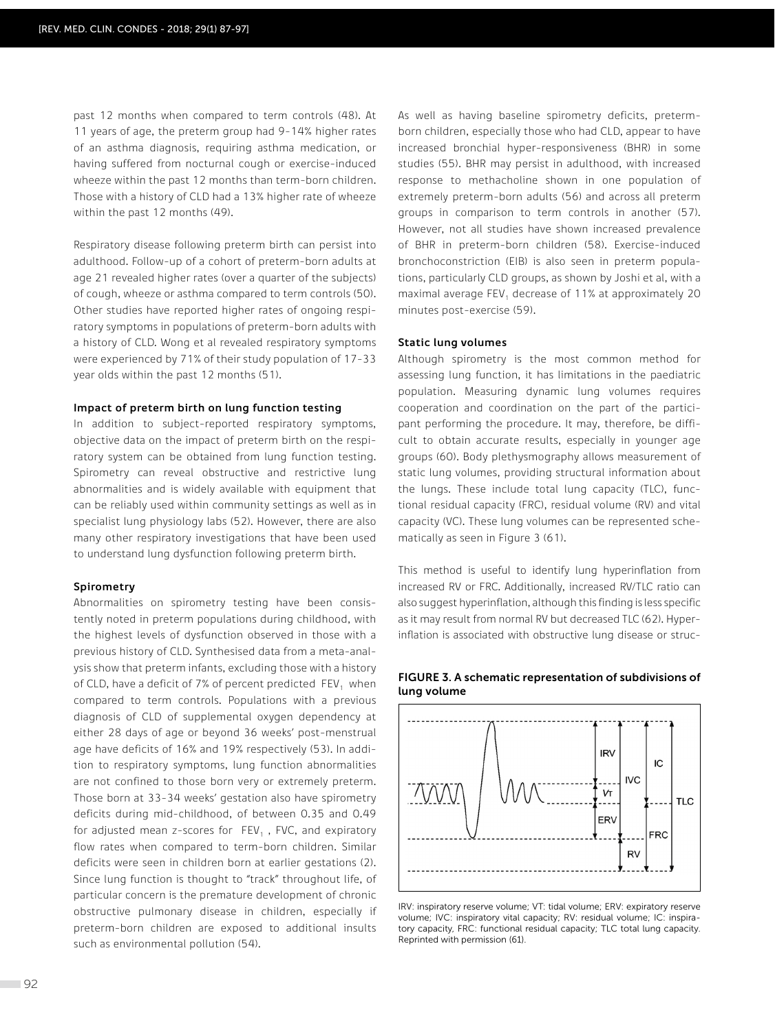past 12 months when compared to term controls (48). At 11 years of age, the preterm group had 9-14% higher rates of an asthma diagnosis, requiring asthma medication, or having suffered from nocturnal cough or exercise-induced wheeze within the past 12 months than term-born children. Those with a history of CLD had a 13% higher rate of wheeze within the past 12 months (49).

Respiratory disease following preterm birth can persist into adulthood. Follow-up of a cohort of preterm-born adults at age 21 revealed higher rates (over a quarter of the subjects) of cough, wheeze or asthma compared to term controls (50). Other studies have reported higher rates of ongoing respiratory symptoms in populations of preterm-born adults with a history of CLD. Wong et al revealed respiratory symptoms were experienced by 71% of their study population of 17-33 year olds within the past 12 months (51).

### Impact of preterm birth on lung function testing

In addition to subject-reported respiratory symptoms, objective data on the impact of preterm birth on the respiratory system can be obtained from lung function testing. Spirometry can reveal obstructive and restrictive lung abnormalities and is widely available with equipment that can be reliably used within community settings as well as in specialist lung physiology labs (52). However, there are also many other respiratory investigations that have been used to understand lung dysfunction following preterm birth.

### Spirometry

Abnormalities on spirometry testing have been consistently noted in preterm populations during childhood, with the highest levels of dysfunction observed in those with a previous history of CLD. Synthesised data from a meta-analysis show that preterm infants, excluding those with a history of CLD, have a deficit of 7% of percent predicted $FEV_1$ when compared to term controls. Populations with a previous diagnosis of CLD of supplemental oxygen dependency at either 28 days of age or beyond 36 weeks' post-menstrual age have deficits of 16% and 19% respectively (53). In addition to respiratory symptoms, lung function abnormalities are not confined to those born very or extremely preterm. Those born at 33-34 weeks' gestation also have spirometry deficits during mid-childhood, of between 0.35 and 0.49 for adjusted mean z-scores for $FEV_1$, FVC, and expiratory flow rates when compared to term-born children. Similar deficits were seen in children born at earlier gestations (2). Since lung function is thought to "track" throughout life, of particular concern is the premature development of chronic obstructive pulmonary disease in children, especially if preterm-born children are exposed to additional insults such as environmental pollution (54).

As well as having baseline spirometry deficits, preterm-born children, especially those who had CLD, appear to have increased bronchial hyper-responsiveness (BHR) in some studies (55). BHR may persist in adulthood, with increased response to methacholine shown in one population of extremely preterm-born adults (56) and across all preterm groups in comparison to term controls in another (57). However, not all studies have shown increased prevalence of BHR in preterm-born children (58). Exercise-induced bronchoconstriction (EIB) is also seen in preterm populations, particularly CLD groups, as shown by Joshi et al, with a maximal average $FEV_1$ decrease of 11% at approximately 20 minutes post-exercise (59).

### Static lung volumes

Although spirometry is the most common method for assessing lung function, it has limitations in the paediatric population. Measuring dynamic lung volumes requires cooperation and coordination on the part of the participant performing the procedure. It may, therefore, be difficult to obtain accurate results, especially in younger age groups (60). Body plethysmography allows measurement of static lung volumes, providing structural information about the lungs. These include total lung capacity (TLC), functional residual capacity (FRC), residual volume (RV) and vital capacity (VC). These lung volumes can be represented schematically as seen in Figure 3 (61).

This method is useful to identify lung hyperinflation from increased RV or FRC. Additionally, increased RV/TLC ratio can also suggest hyperinflation, although this finding is less specific as it may result from normal RV but decreased TLC (62). Hyperinflation is associated with obstructive lung disease or struc-

**FIGURE 3. A schematic representation of subdivisions of lung volume**

IRV: inspiratory reserve volume; VT: tidal volume; ERV: expiratory reserve volume; IVC: inspiratory vital capacity; RV: residual volume; IC: inspiratory capacity, FRC: functional residual capacity; TLC total lung capacity. Reprinted with permission (61).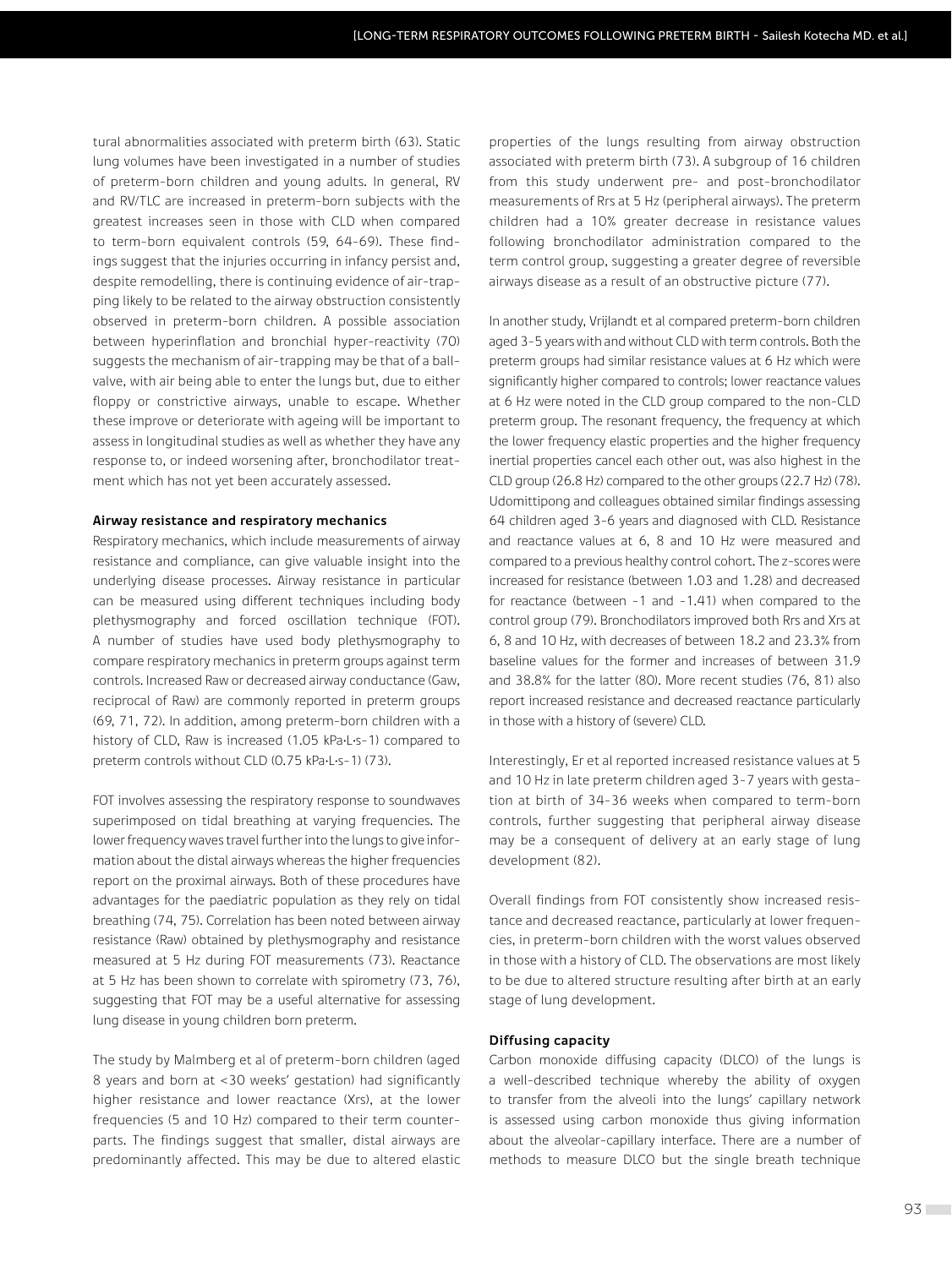tural abnormalities associated with preterm birth (63). Static lung volumes have been investigated in a number of studies of preterm-born children and young adults. In general, RV and RV/TLC are increased in preterm-born subjects with the greatest increases seen in those with CLD when compared to term-born equivalent controls (59, 64-69). These findings suggest that the injuries occurring in infancy persist and, despite remodelling, there is continuing evidence of air-trapping likely to be related to the airway obstruction consistently observed in preterm-born children. A possible association between hyperinflation and bronchial hyper-reactivity (70) suggests the mechanism of air-trapping may be that of a ball-valve, with air being able to enter the lungs but, due to either floppy or constrictive airways, unable to escape. Whether these improve or deteriorate with ageing will be important to assess in longitudinal studies as well as whether they have any response to, or indeed worsening after, bronchodilator treatment which has not yet been accurately assessed.

**Airway resistance and respiratory mechanics**

Respiratory mechanics, which include measurements of airway resistance and compliance, can give valuable insight into the underlying disease processes. Airway resistance in particular can be measured using different techniques including body plethysmography and forced oscillation technique (FOT). A number of studies have used body plethysmography to compare respiratory mechanics in preterm groups against term controls. Increased Raw or decreased airway conductance (Gaw, reciprocal of Raw) are commonly reported in preterm groups (69, 71, 72). In addition, among preterm-born children with a history of CLD, Raw is increased (1.05 kPa·L·s-1) compared to preterm controls without CLD (0.75 kPa·L·s-1) (73).

FOT involves assessing the respiratory response to soundwaves superimposed on tidal breathing at varying frequencies. The lower frequency waves travel further into the lungs to give information about the distal airways whereas the higher frequencies report on the proximal airways. Both of these procedures have advantages for the paediatric population as they rely on tidal breathing (74, 75). Correlation has been noted between airway resistance (Raw) obtained by plethysmography and resistance measured at 5 Hz during FOT measurements (73). Reactance at 5 Hz has been shown to correlate with spirometry (73, 76), suggesting that FOT may be a useful alternative for assessing lung disease in young children born preterm.

The study by Malmberg et al of preterm-born children (aged 8 years and born at <30 weeks' gestation) had significantly higher resistance and lower reactance (Xrs), at the lower frequencies (5 and 10 Hz) compared to their term counterparts. The findings suggest that smaller, distal airways are predominantly affected. This may be due to altered elastic properties of the lungs resulting from airway obstruction associated with preterm birth (73). A subgroup of 16 children from this study underwent pre- and post-bronchodilator measurements of Rrs at 5 Hz (peripheral airways). The preterm children had a 10% greater decrease in resistance values following bronchodilator administration compared to the term control group, suggesting a greater degree of reversible airways disease as a result of an obstructive picture (77).

In another study, Vrijlandt et al compared preterm-born children aged 3-5 years with and without CLD with term controls. Both the preterm groups had similar resistance values at 6 Hz which were significantly higher compared to controls; lower reactance values at 6 Hz were noted in the CLD group compared to the non-CLD preterm group. The resonant frequency, the frequency at which the lower frequency elastic properties and the higher frequency inertial properties cancel each other out, was also highest in the CLD group (26.8 Hz) compared to the other groups (22.7 Hz) (78). Udomittipong and colleagues obtained similar findings assessing 64 children aged 3-6 years and diagnosed with CLD. Resistance and reactance values at 6, 8 and 10 Hz were measured and compared to a previous healthy control cohort. The z-scores were increased for resistance (between 1.03 and 1.28) and decreased for reactance (between -1 and -1.41) when compared to the control group (79). Bronchodilators improved both Rrs and Xrs at 6, 8 and 10 Hz, with decreases of between 18.2 and 23.3% from baseline values for the former and increases of between 31.9 and 38.8% for the latter (80). More recent studies (76, 81) also report increased resistance and decreased reactance particularly in those with a history of (severe) CLD.

Interestingly, Er et al reported increased resistance values at 5 and 10 Hz in late preterm children aged 3-7 years with gestation at birth of 34-36 weeks when compared to term-born controls, further suggesting that peripheral airway disease may be a consequent of delivery at an early stage of lung development (82).

Overall findings from FOT consistently show increased resistance and decreased reactance, particularly at lower frequencies, in preterm-born children with the worst values observed in those with a history of CLD. The observations are most likely to be due to altered structure resulting after birth at an early stage of lung development.

**Diffusing capacity**

Carbon monoxide diffusing capacity (DLCO) of the lungs is a well-described technique whereby the ability of oxygen to transfer from the alveoli into the lungs' capillary network is assessed using carbon monoxide thus giving information about the alveolar-capillary interface. There are a number of methods to measure DLCO but the single breath technique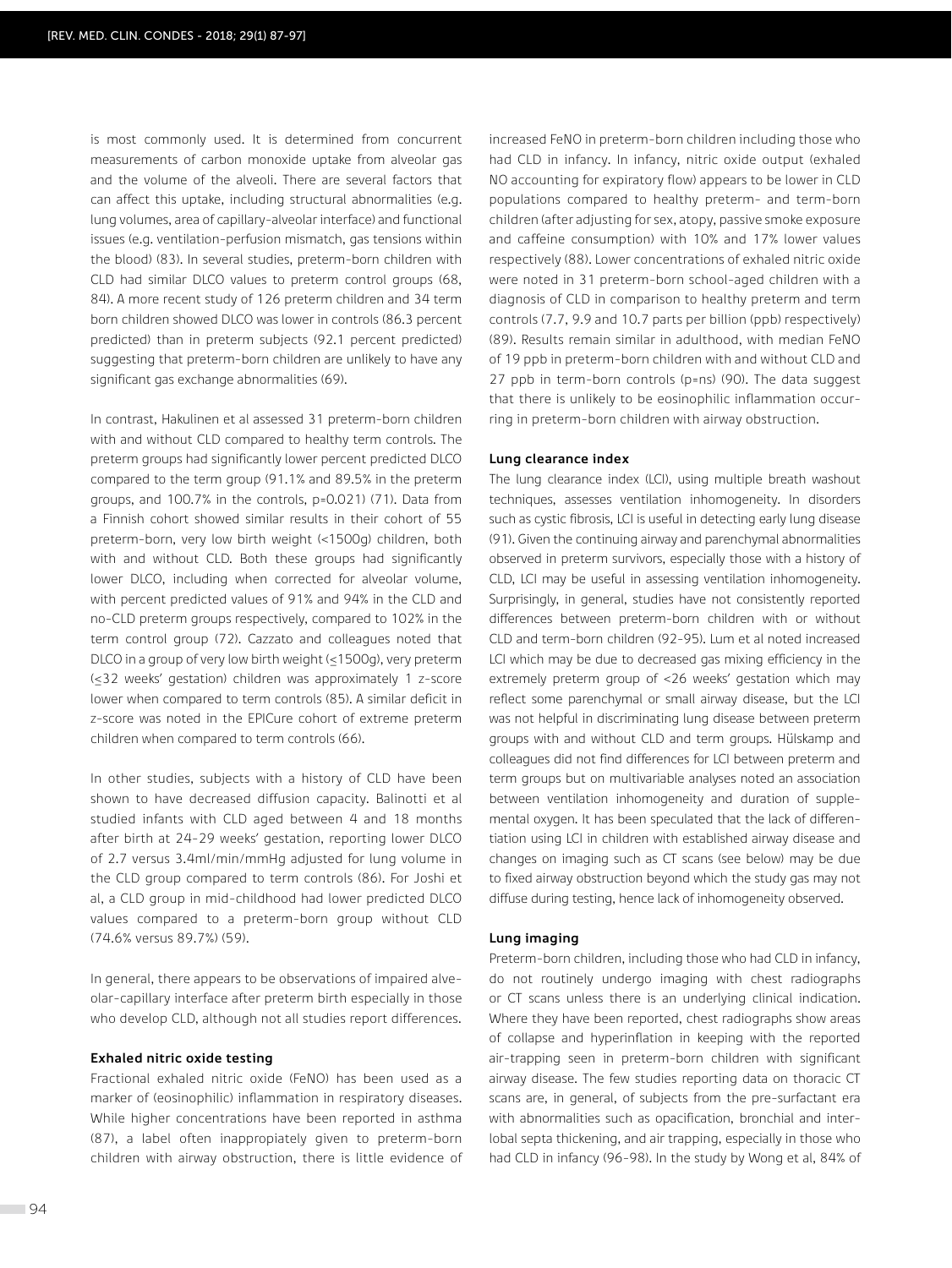is most commonly used. It is determined from concurrent measurements of carbon monoxide uptake from alveolar gas and the volume of the alveoli. There are several factors that can affect this uptake, including structural abnormalities (e.g. lung volumes, area of capillary-alveolar interface) and functional issues (e.g. ventilation-perfusion mismatch, gas tensions within the blood) (83). In several studies, preterm-born children with CLD had similar DLCO values to preterm control groups (68, 84). A more recent study of 126 preterm children and 34 term born children showed DLCO was lower in controls (86.3 percent predicted) than in preterm subjects (92.1 percent predicted) suggesting that preterm-born children are unlikely to have any significant gas exchange abnormalities (69).

In contrast, Hakulinen et al assessed 31 preterm-born children with and without CLD compared to healthy term controls. The preterm groups had significantly lower percent predicted DLCO compared to the term group (91.1% and 89.5% in the preterm groups, and 100.7% in the controls, p=0.021) (71). Data from a Finnish cohort showed similar results in their cohort of 55 preterm-born, very low birth weight (<1500g) children, both with and without CLD. Both these groups had significantly lower DLCO, including when corrected for alveolar volume, with percent predicted values of 91% and 94% in the CLD and no-CLD preterm groups respectively, compared to 102% in the term control group (72). Cazzato and colleagues noted that DLCO in a group of very low birth weight (≤1500g), very preterm (≤32 weeks' gestation) children was approximately 1 z-score lower when compared to term controls (85). A similar deficit in z-score was noted in the EPICure cohort of extreme preterm children when compared to term controls (66).

In other studies, subjects with a history of CLD have been shown to have decreased diffusion capacity. Balinotti et al studied infants with CLD aged between 4 and 18 months after birth at 24-29 weeks' gestation, reporting lower DLCO of 2.7 versus 3.4ml/min/mmHg adjusted for lung volume in the CLD group compared to term controls (86). For Joshi et al, a CLD group in mid-childhood had lower predicted DLCO values compared to a preterm-born group without CLD (74.6% versus 89.7%) (59).

In general, there appears to be observations of impaired alveolar-capillary interface after preterm birth especially in those who develop CLD, although not all studies report differences.

#### Exhaled nitric oxide testing

Fractional exhaled nitric oxide (FeNO) has been used as a marker of (eosinophilic) inflammation in respiratory diseases. While higher concentrations have been reported in asthma (87), a label often inappropiately given to preterm-born children with airway obstruction, there is little evidence of increased FeNO in preterm-born children including those who had CLD in infancy. In infancy, nitric oxide output (exhaled NO accounting for expiratory flow) appears to be lower in CLD populations compared to healthy preterm- and term-born children (after adjusting for sex, atopy, passive smoke exposure and caffeine consumption) with 10% and 17% lower values respectively (88). Lower concentrations of exhaled nitric oxide were noted in 31 preterm-born school-aged children with a diagnosis of CLD in comparison to healthy preterm and term controls (7.7, 9.9 and 10.7 parts per billion (ppb) respectively) (89). Results remain similar in adulthood, with median FeNO of 19 ppb in preterm-born children with and without CLD and 27 ppb in term-born controls (p=ns) (90). The data suggest that there is unlikely to be eosinophilic inflammation occurring in preterm-born children with airway obstruction.

#### Lung clearance index

The lung clearance index (LCI), using multiple breath washout techniques, assesses ventilation inhomogeneity. In disorders such as cystic fibrosis, LCI is useful in detecting early lung disease (91). Given the continuing airway and parenchymal abnormalities observed in preterm survivors, especially those with a history of CLD, LCI may be useful in assessing ventilation inhomogeneity. Surprisingly, in general, studies have not consistently reported differences between preterm-born children with or without CLD and term-born children (92-95). Lum et al noted increased LCI which may be due to decreased gas mixing efficiency in the extremely preterm group of <26 weeks' gestation which may reflect some parenchymal or small airway disease, but the LCI was not helpful in discriminating lung disease between preterm groups with and without CLD and term groups. Hülskamp and colleagues did not find differences for LCI between preterm and term groups but on multivariable analyses noted an association between ventilation inhomogeneity and duration of supplemental oxygen. It has been speculated that the lack of differentiation using LCI in children with established airway disease and changes on imaging such as CT scans (see below) may be due to fixed airway obstruction beyond which the study gas may not diffuse during testing, hence lack of inhomogeneity observed.

#### Lung imaging

Preterm-born children, including those who had CLD in infancy, do not routinely undergo imaging with chest radiographs or CT scans unless there is an underlying clinical indication. Where they have been reported, chest radiographs show areas of collapse and hyperinflation in keeping with the reported air-trapping seen in preterm-born children with significant airway disease. The few studies reporting data on thoracic CT scans are, in general, of subjects from the pre-surfactant era with abnormalities such as opacification, bronchial and interlobal septa thickening, and air trapping, especially in those who had CLD in infancy (96-98). In the study by Wong et al, 84% of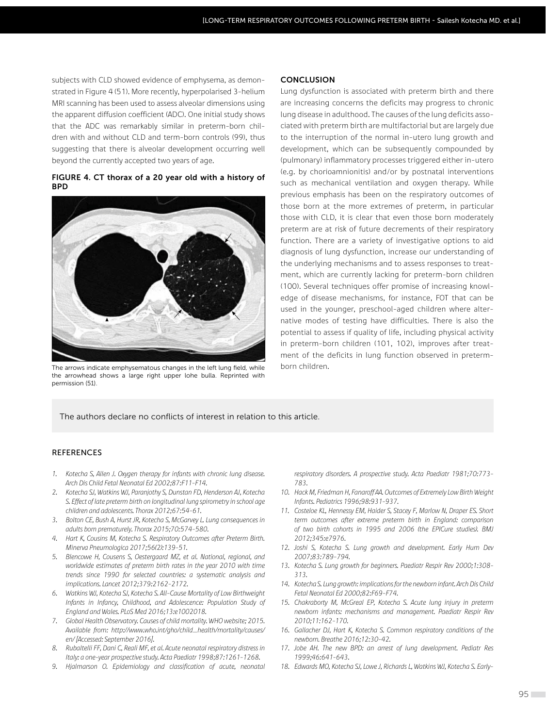subjects with CLD showed evidence of emphysema, as demonstrated in Figure 4 (51). More recently, hyperpolarised 3-helium MRI scanning has been used to assess alveolar dimensions using the apparent diffusion coefficient (ADC). One initial study shows that the ADC was remarkably similar in preterm-born children with and without CLD and term-born controls (99), thus suggesting that there is alveolar development occurring well beyond the currently accepted two years of age.

**FIGURE 4. CT thorax of a 20 year old with a history of BPD**

The arrows indicate emphysematous changes in the left lung field, while the arrowhead shows a large right upper lobe bulla. Reprinted with permission (51).

## CONCLUSION

Lung dysfunction is associated with preterm birth and there are increasing concerns the deficits may progress to chronic lung disease in adulthood. The causes of the lung deficits associated with preterm birth are multifactorial but are largely due to the interruption of the normal in-utero lung growth and development, which can be subsequently compounded by (pulmonary) inflammatory processes triggered either in-utero (e.g. by chorioamnionitis) and/or by postnatal interventions such as mechanical ventilation and oxygen therapy. While previous emphasis has been on the respiratory outcomes of those born at the more extremes of preterm, in particular those with CLD, it is clear that even those born moderately preterm are at risk of future decrements of their respiratory function. There are a variety of investigative options to aid diagnosis of lung dysfunction, increase our understanding of the underlying mechanisms and to assess responses to treatment, which are currently lacking for preterm-born children (100). Several techniques offer promise of increasing knowledge of disease mechanisms, for instance, FOT that can be used in the younger, preschool-aged children where alternative modes of testing have difficulties. There is also the potential to assess if quality of life, including physical activity in preterm-born children (101, 102), improves after treatment of the deficits in lung function observed in preterm-born children.

The authors declare no conflicts of interest in relation to this article.

## REFERENCES

1. *Kotecha S, Allen J. Oxygen therapy for infants with chronic lung disease. Arch Dis Child Fetal Neonatal Ed 2002;87:F11-F14.*
2. *Kotecha SJ, Watkins WJ, Paranjothy S, Dunstan FD, Henderson AJ, Kotecha S. Effect of late preterm birth on longitudinal lung spirometry in school age children and adolescents. Thorax 2012;67:54-61.*
3. *Bolton CE, Bush A, Hurst JR, Kotecha S, McGarvey L. Lung consequences in adults born prematurely. Thorax 2015;70:574-580.*
4. *Hart K, Cousins M, Kotecha S. Respiratory Outcomes after Preterm Birth. Minerva Pneumologica 2017;56(2):139-51.*
5. *Blencowe H, Cousens S, Oestergaard MZ, et al. National, regional, and worldwide estimates of preterm birth rates in the year 2010 with time trends since 1990 for selected countries: a systematic analysis and implications. Lancet 2012;379:2162-2172.*
6. *Watkins WJ, Kotecha SJ, Kotecha S. All-Cause Mortality of Low Birthweight Infants in Infancy, Childhood, and Adolescence: Population Study of England and Wales. PLoS Med 2016;13:e1002018.*
7. *Global Health Observatory. Causes of child mortality. WHO website; 2015. Available from: http://www.who.int/gho/child_health/mortality/causes/en/ [Accessed: September 2016].*
8. *Rubaltelli FF, Dani C, Reali MF, et al. Acute neonatal respiratory distress in Italy: a one-year prospective study. Acta Paediatr 1998;87:1261-1268.*
9. *Hjalmarson O. Epidemiology and classification of acute, neonatal respiratory disorders. A prospective study. Acta Paediatr 1981;70:773-783.*
10. *Hack M, Friedman H, Fanaroff AA. Outcomes of Extremely Low Birth Weight Infants. Pediatrics 1996;98:931-937.*
11. *Costeloe KL, Hennessy EM, Haider S, Stacey F, Marlow N, Draper ES. Short term outcomes after extreme preterm birth in England: comparison of two birth cohorts in 1995 and 2006 (the EPICure studies). BMJ 2012;345:e7976.*
12. *Joshi S, Kotecha S. Lung growth and development. Early Hum Dev 2007;83:789-794.*
13. *Kotecha S. Lung growth for beginners. Paediatr Respir Rev 2000;1:308-313.*
14. *Kotecha S. Lung growth: implications for the newborn infant. Arch Dis Child Fetal Neonatal Ed 2000;82:F69-F74.*
15. *Chakraborty M, McGreal EP, Kotecha S. Acute lung injury in preterm newborn infants: mechanisms and management. Paediatr Respir Rev 2010;11:162-170.*
16. *Gallacher DJ, Hart K, Kotecha S. Common respiratory conditions of the newborn. Breathe 2016;12:30-42.*
17. *Jobe AH. The new BPD: an arrest of lung development. Pediatr Res 1999;46:641-643.*
18. *Edwards MO, Kotecha SJ, Lowe J, Richards L, Watkins WJ, Kotecha S. Early-*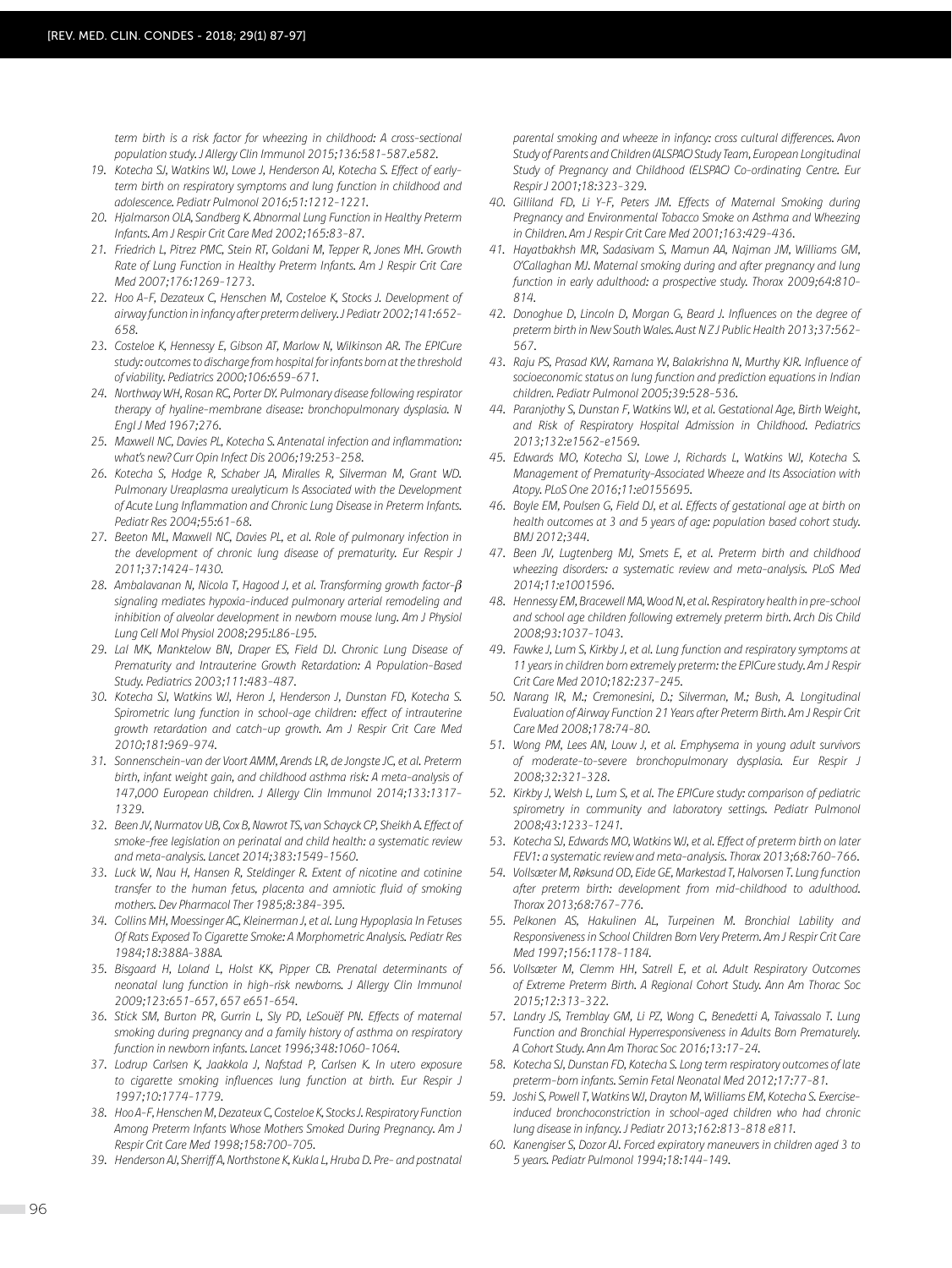term birth is a risk factor for wheezing in childhood: A cross-sectional population study. J Allergy Clin Immunol 2015;136:581-587.e582.

19. Kotecha SJ, Watkins WJ, Lowe J, Henderson AJ, Kotecha S. Effect of early-term birth on respiratory symptoms and lung function in childhood and adolescence. Pediatr Pulmonol 2016;51:1212-1221.
20. Hjalmarson OLA, Sandberg K. Abnormal Lung Function in Healthy Preterm Infants. Am J Respir Crit Care Med 2002;165:83-87.
21. Friedrich L, Pitrez PMC, Stein RT, Goldani M, Tepper R, Jones MH. Growth Rate of Lung Function in Healthy Preterm Infants. Am J Respir Crit Care Med 2007;176:1269-1273.
22. Hoo A-F, Dezateux C, Henschen M, Costeloe K, Stocks J. Development of airway function in infancy after preterm delivery. J Pediatr 2002;141:652-658.
23. Costeloe K, Hennessy E, Gibson AT, Marlow N, Wilkinson AR. The EPICure study: outcomes to discharge from hospital for infants born at the threshold of viability. Pediatrics 2000;106:659-671.
24. Northway WH, Rosan RC, Porter DY. Pulmonary disease following respirator therapy of hyaline-membrane disease: bronchopulmonary dysplasia. N Engl J Med 1967;276.
25. Maxwell NC, Davies PL, Kotecha S. Antenatal infection and inflammation: what's new? Curr Opin Infect Dis 2006;19:253-258.
26. Kotecha S, Hodge R, Schaber JA, Miralles R, Silverman M, Grant WD. Pulmonary Ureaplasma urealyticum Is Associated with the Development of Acute Lung Inflammation and Chronic Lung Disease in Preterm Infants. Pediatr Res 2004;55:61-68.
27. Beeton ML, Maxwell NC, Davies PL, et al. Role of pulmonary infection in the development of chronic lung disease of prematurity. Eur Respir J 2011;37:1424-1430.
28. Ambalavanan N, Nicola T, Hagood J, et al. Transforming growth factor-β signaling mediates hypoxia-induced pulmonary arterial remodeling and inhibition of alveolar development in newborn mouse lung. Am J Physiol Lung Cell Mol Physiol 2008;295:L86-L95.
29. Lal MK, Manktelow BN, Draper ES, Field DJ. Chronic Lung Disease of Prematurity and Intrauterine Growth Retardation: A Population-Based Study. Pediatrics 2003;111:483-487.
30. Kotecha SJ, Watkins WJ, Heron J, Henderson J, Dunstan FD, Kotecha S. Spirometric lung function in school-age children: effect of intrauterine growth retardation and catch-up growth. Am J Respir Crit Care Med 2010;181:969-974.
31. Sonnenschein-van der Voort AMM, Arends LR, de Jongste JC, et al. Preterm birth, infant weight gain, and childhood asthma risk: A meta-analysis of 147,000 European children. J Allergy Clin Immunol 2014;133:1317-1329.
32. Been JV, Nurmatov UB, Cox B, Nawrot TS, van Schayck CP, Sheikh A. Effect of smoke-free legislation on perinatal and child health: a systematic review and meta-analysis. Lancet 2014;383:1549-1560.
33. Luck W, Nau H, Hansen R, Steldinger R. Extent of nicotine and cotinine transfer to the human fetus, placenta and amniotic fluid of smoking mothers. Dev Pharmacol Ther 1985;8:384-395.
34. Collins MH, Moessinger AC, Kleinerman J, et al. Lung Hypoplasia In Fetuses Of Rats Exposed To Cigarette Smoke: A Morphometric Analysis. Pediatr Res 1984;18:388A-388A.
35. Bisgaard H, Loland L, Holst KK, Pipper CB. Prenatal determinants of neonatal lung function in high-risk newborns. J Allergy Clin Immunol 2009;123:651-657, 657 e651-654.
36. Stick SM, Burton PR, Gurrin L, Sly PD, LeSouëf PN. Effects of maternal smoking during pregnancy and a family history of asthma on respiratory function in newborn infants. Lancet 1996;348:1060-1064.
37. Lodrup Carlsen K, Jaakkola J, Nafstad P, Carlsen K. In utero exposure to cigarette smoking influences lung function at birth. Eur Respir J 1997;10:1774-1779.
38. Hoo A-F, Henschen M, Dezateux C, Costeloe K, Stocks J. Respiratory Function Among Preterm Infants Whose Mothers Smoked During Pregnancy. Am J Respir Crit Care Med 1998;158:700-705.
39. Henderson AJ, Sherriff A, Northstone K, Kukla L, Hruba D. Pre- and postnatal parental smoking and wheeze in infancy: cross cultural differences. Avon Study of Parents and Children (ALSPAC) Study Team, European Longitudinal Study of Pregnancy and Childhood (ELSPAC) Co-ordinating Centre. Eur Respir J 2001;18:323-329.
40. Gilliland FD, Li Y-F, Peters JM. Effects of Maternal Smoking during Pregnancy and Environmental Tobacco Smoke on Asthma and Wheezing in Children. Am J Respir Crit Care Med 2001;163:429-436.
41. Hayatbakhsh MR, Sadasivam S, Mamun AA, Najman JM, Williams GM, O'Callaghan MJ. Maternal smoking during and after pregnancy and lung function in early adulthood: a prospective study. Thorax 2009;64:810-814.
42. Donoghue D, Lincoln D, Morgan G, Beard J. Influences on the degree of preterm birth in New South Wales. Aust N Z J Public Health 2013;37:562-567.
43. Raju PS, Prasad KW, Ramana YV, Balakrishna N, Murthy KJR. Influence of socioeconomic status on lung function and prediction equations in Indian children. Pediatr Pulmonol 2005;39:528-536.
44. Paranjothy S, Dunstan F, Watkins WJ, et al. Gestational Age, Birth Weight, and Risk of Respiratory Hospital Admission in Childhood. Pediatrics 2013;132:e1562-e1569.
45. Edwards MO, Kotecha SJ, Lowe J, Richards L, Watkins WJ, Kotecha S. Management of Prematurity-Associated Wheeze and Its Association with Atopy. PLoS One 2016;11:e0155695.
46. Boyle EM, Poulsen G, Field DJ, et al. Effects of gestational age at birth on health outcomes at 3 and 5 years of age: population based cohort study. BMJ 2012;344.
47. Been JV, Lugtenberg MJ, Smets E, et al. Preterm birth and childhood wheezing disorders: a systematic review and meta-analysis. PLoS Med 2014;11:e1001596.
48. Hennessy EM, Bracewell MA, Wood N, et al. Respiratory health in pre-school and school age children following extremely preterm birth. Arch Dis Child 2008;93:1037-1043.
49. Fawke J, Lum S, Kirkby J, et al. Lung function and respiratory symptoms at 11 years in children born extremely preterm: the EPICure study. Am J Respir Crit Care Med 2010;182:237-245.
50. Narang IR, M.; Cremonesini, D.; Silverman, M.; Bush, A. Longitudinal Evaluation of Airway Function 21 Years after Preterm Birth. Am J Respir Crit Care Med 2008;178:74-80.
51. Wong PM, Lees AN, Louw J, et al. Emphysema in young adult survivors of moderate-to-severe bronchopulmonary dysplasia. Eur Respir J 2008;32:321-328.
52. Kirkby J, Welsh L, Lum S, et al. The EPICure study: comparison of pediatric spirometry in community and laboratory settings. Pediatr Pulmonol 2008;43:1233-1241.
53. Kotecha SJ, Edwards MO, Watkins WJ, et al. Effect of preterm birth on later FEV1: a systematic review and meta-analysis. Thorax 2013;68:760-766.
54. Vollsæter M, Røksund OD, Eide GE, Markestad T, Halvorsen T. Lung function after preterm birth: development from mid-childhood to adulthood. Thorax 2013;68:767-776.
55. Pelkonen AS, Hakulinen AL, Turpeinen M. Bronchial Lability and Responsiveness in School Children Born Very Preterm. Am J Respir Crit Care Med 1997;156:1178-1184.
56. Vollsæter M, Clemm HH, Satrell E, et al. Adult Respiratory Outcomes of Extreme Preterm Birth. A Regional Cohort Study. Ann Am Thorac Soc 2015;12:313-322.
57. Landry JS, Tremblay GM, Li PZ, Wong C, Benedetti A, Taivassalo T. Lung Function and Bronchial Hyperresponsiveness in Adults Born Prematurely. A Cohort Study. Ann Am Thorac Soc 2016;13:17-24.
58. Kotecha SJ, Dunstan FD, Kotecha S. Long term respiratory outcomes of late preterm-born infants. Semin Fetal Neonatal Med 2012;17:77-81.
59. Joshi S, Powell T, Watkins WJ, Drayton M, Williams EM, Kotecha S. Exercise-induced bronchoconstriction in school-aged children who had chronic lung disease in infancy. J Pediatr 2013;162:813-818 e811.
60. Kanengiser S, Dozor AJ. Forced expiratory maneuvers in children aged 3 to 5 years. Pediatr Pulmonol 1994;18:144-149.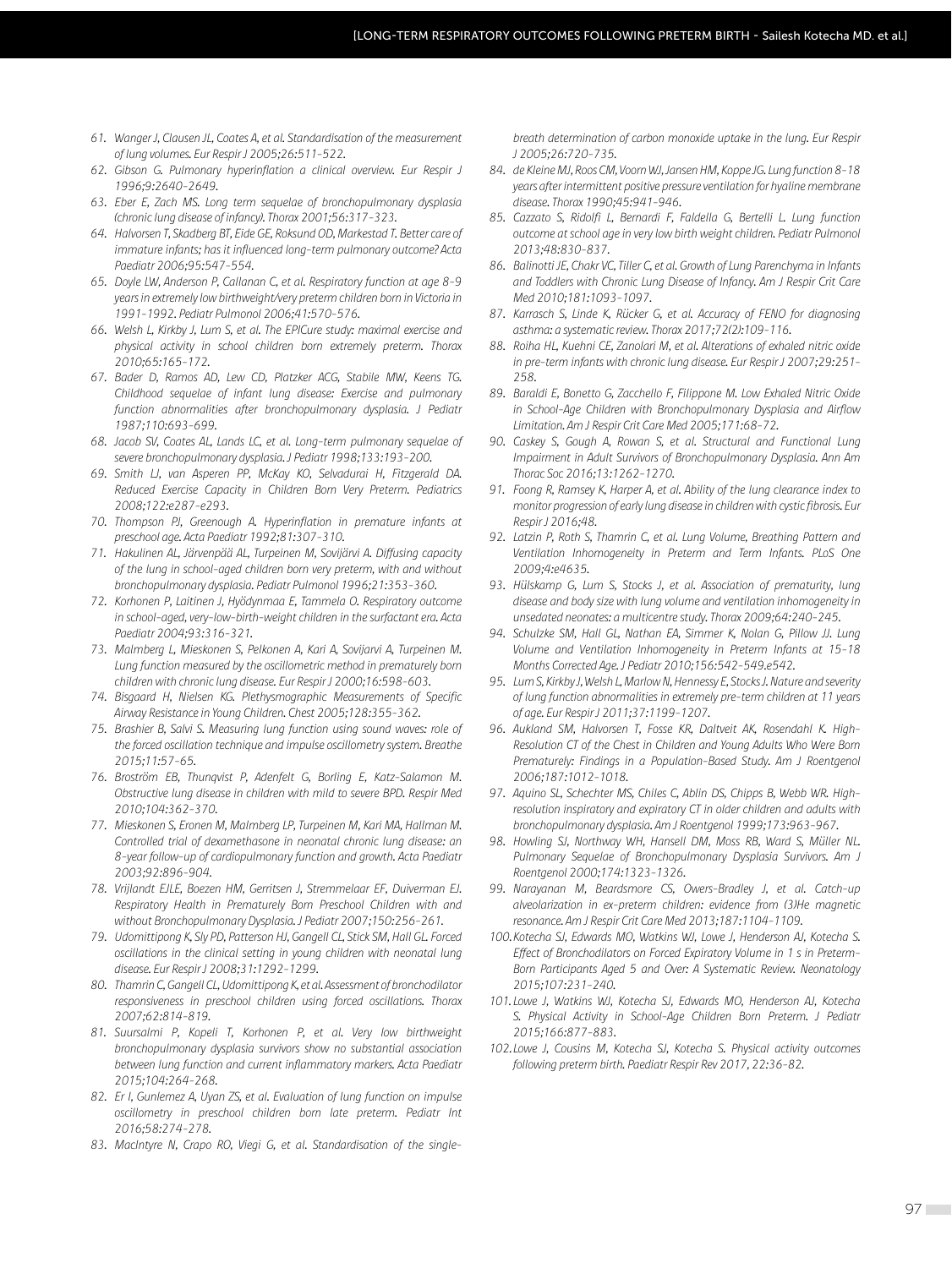61. *Wanger J, Clausen JL, Coates A, et al. Standardisation of the measurement of lung volumes. Eur Respir J 2005;26:511-522.*
62. *Gibson G. Pulmonary hyperinflation a clinical overview. Eur Respir J 1996;9:2640-2649.*
63. *Eber E, Zach MS. Long term sequelae of bronchopulmonary dysplasia (chronic lung disease of infancy). Thorax 2001;56:317-323.*
64. *Halvorsen T, Skadberg BT, Eide GE, Roksund OD, Markestad T. Better care of immature infants; has it influenced long-term pulmonary outcome? Acta Paediatr 2006;95:547-554.*
65. *Doyle LW, Anderson P, Callanan C, et al. Respiratory function at age 8-9 years in extremely low birthweight/very preterm children born in Victoria in 1991-1992. Pediatr Pulmonol 2006;41:570-576.*
66. *Welsh L, Kirkby J, Lum S, et al. The EPICure study: maximal exercise and physical activity in school children born extremely preterm. Thorax 2010;65:165-172.*
67. *Bader D, Ramos AD, Lew CD, Platzker ACG, Stabile MW, Keens TG. Childhood sequelae of infant lung disease: Exercise and pulmonary function abnormalities after bronchopulmonary dysplasia. J Pediatr 1987;110:693-699.*
68. *Jacob SV, Coates AL, Lands LC, et al. Long-term pulmonary sequelae of severe bronchopulmonary dysplasia. J Pediatr 1998;133:193-200.*
69. *Smith LJ, van Asperen PP, McKay KO, Selvadurai H, Fitzgerald DA. Reduced Exercise Capacity in Children Born Very Preterm. Pediatrics 2008;122:e287-e293.*
70. *Thompson PJ, Greenough A. Hyperinflation in premature infants at preschool age. Acta Paediatr 1992;81:307-310.*
71. *Hakulinen AL, Järvenpää AL, Turpeinen M, Sovijärvi A. Diffusing capacity of the lung in school-aged children born very preterm, with and without bronchopulmonary dysplasia. Pediatr Pulmonol 1996;21:353-360.*
72. *Korhonen P, Laitinen J, Hyödynmaa E, Tammela O. Respiratory outcome in school-aged, very-low-birth-weight children in the surfactant era. Acta Paediatr 2004;93:316-321.*
73. *Malmberg L, Mieskonen S, Pelkonen A, Kari A, Sovijarvi A, Turpeinen M. Lung function measured by the oscillometric method in prematurely born children with chronic lung disease. Eur Respir J 2000;16:598-603.*
74. *Bisgaard H, Nielsen KG. Plethysmographic Measurements of Specific Airway Resistance in Young Children. Chest 2005;128:355-362.*
75. *Brashier B, Salvi S. Measuring lung function using sound waves: role of the forced oscillation technique and impulse oscillometry system. Breathe 2015;11:57-65.*
76. *Broström EB, Thunqvist P, Adenfelt G, Borling E, Katz-Salamon M. Obstructive lung disease in children with mild to severe BPD. Respir Med 2010;104:362-370.*
77. *Mieskonen S, Eronen M, Malmberg LP, Turpeinen M, Kari MA, Hallman M. Controlled trial of dexamethasone in neonatal chronic lung disease: an 8-year follow-up of cardiopulmonary function and growth. Acta Paediatr 2003;92:896-904.*
78. *Vrijlandt EJLE, Boezen HM, Gerritsen J, Stremmelaar EF, Duiverman EJ. Respiratory Health in Prematurely Born Preschool Children with and without Bronchopulmonary Dysplasia. J Pediatr 2007;150:256-261.*
79. *Udomittipong K, Sly PD, Patterson HJ, Gangell CL, Stick SM, Hall GL. Forced oscillations in the clinical setting in young children with neonatal lung disease. Eur Respir J 2008;31:1292-1299.*
80. *Thamrin C, Gangell CL, Udomittipong K, et al. Assessment of bronchodilator responsiveness in preschool children using forced oscillations. Thorax 2007;62:814-819.*
81. *Suursalmi P, Kopeli T, Korhonen P, et al. Very low birthweight bronchopulmonary dysplasia survivors show no substantial association between lung function and current inflammatory markers. Acta Paediatr 2015;104:264-268.*
82. *Er I, Gunlemez A, Uyan ZS, et al. Evaluation of lung function on impulse oscillometry in preschool children born late preterm. Pediatr Int 2016;58:274-278.*
83. *MacIntyre N, Crapo RO, Viegi G, et al. Standardisation of the single-breath determination of carbon monoxide uptake in the lung. Eur Respir J 2005;26:720-735.*
84. *de Kleine MJ, Roos CM, Voorn WJ, Jansen HM, Koppe JG. Lung function 8-18 years after intermittent positive pressure ventilation for hyaline membrane disease. Thorax 1990;45:941-946.*
85. *Cazzato S, Ridolfi L, Bernardi F, Faldella G, Bertelli L. Lung function outcome at school age in very low birth weight children. Pediatr Pulmonol 2013;48:830-837.*
86. *Balinotti JE, Chakr VC, Tiller C, et al. Growth of Lung Parenchyma in Infants and Toddlers with Chronic Lung Disease of Infancy. Am J Respir Crit Care Med 2010;181:1093-1097.*
87. *Karrasch S, Linde K, Rücker G, et al. Accuracy of FENO for diagnosing asthma: a systematic review. Thorax 2017;72(2):109-116.*
88. *Roiha HL, Kuehni CE, Zanolari M, et al. Alterations of exhaled nitric oxide in pre-term infants with chronic lung disease. Eur Respir J 2007;29:251-258.*
89. *Baraldi E, Bonetto G, Zacchello F, Filippone M. Low Exhaled Nitric Oxide in School-Age Children with Bronchopulmonary Dysplasia and Airflow Limitation. Am J Respir Crit Care Med 2005;171:68-72.*
90. *Caskey S, Gough A, Rowan S, et al. Structural and Functional Lung Impairment in Adult Survivors of Bronchopulmonary Dysplasia. Ann Am Thorac Soc 2016;13:1262-1270.*
91. *Foong R, Ramsey K, Harper A, et al. Ability of the lung clearance index to monitor progression of early lung disease in children with cystic fibrosis. Eur Respir J 2016;48.*
92. *Latzin P, Roth S, Thamrin C, et al. Lung Volume, Breathing Pattern and Ventilation Inhomogeneity in Preterm and Term Infants. PLoS One 2009;4:e4635.*
93. *Hülskamp G, Lum S, Stocks J, et al. Association of prematurity, lung disease and body size with lung volume and ventilation inhomogeneity in unsedated neonates: a multicentre study. Thorax 2009;64:240-245.*
94. *Schulzke SM, Hall GL, Nathan EA, Simmer K, Nolan G, Pillow JJ. Lung Volume and Ventilation Inhomogeneity in Preterm Infants at 15-18 Months Corrected Age. J Pediatr 2010;156:542-549.e542.*
95. *Lum S, Kirkby J, Welsh L, Marlow N, Hennessy E, Stocks J. Nature and severity of lung function abnormalities in extremely pre-term children at 11 years of age. Eur Respir J 2011;37:1199-1207.*
96. *Aukland SM, Halvorsen T, Fosse KR, Daltveit AK, Rosendahl K. High-Resolution CT of the Chest in Children and Young Adults Who Were Born Prematurely: Findings in a Population-Based Study. Am J Roentgenol 2006;187:1012-1018.*
97. *Aquino SL, Schechter MS, Chiles C, Ablin DS, Chipps B, Webb WR. High-resolution inspiratory and expiratory CT in older children and adults with bronchopulmonary dysplasia. Am J Roentgenol 1999;173:963-967.*
98. *Howling SJ, Northway WH, Hansell DM, Moss RB, Ward S, Müller NL. Pulmonary Sequelae of Bronchopulmonary Dysplasia Survivors. Am J Roentgenol 2000;174:1323-1326.*
99. *Narayanan M, Beardsmore CS, Owers-Bradley J, et al. Catch-up alveolarization in ex-preterm children: evidence from (3)He magnetic resonance. Am J Respir Crit Care Med 2013;187:1104-1109.*
100. *Kotecha SJ, Edwards MO, Watkins WJ, Lowe J, Henderson AJ, Kotecha S. Effect of Bronchodilators on Forced Expiratory Volume in 1 s in Preterm-Born Participants Aged 5 and Over: A Systematic Review. Neonatology 2015;107:231-240.*
101. *Lowe J, Watkins WJ, Kotecha SJ, Edwards MO, Henderson AJ, Kotecha S. Physical Activity in School-Age Children Born Preterm. J Pediatr 2015;166:877-883.*
102. *Lowe J, Cousins M, Kotecha SJ, Kotecha S. Physical activity outcomes following preterm birth. Paediatr Respir Rev 2017, 22:36-82.*